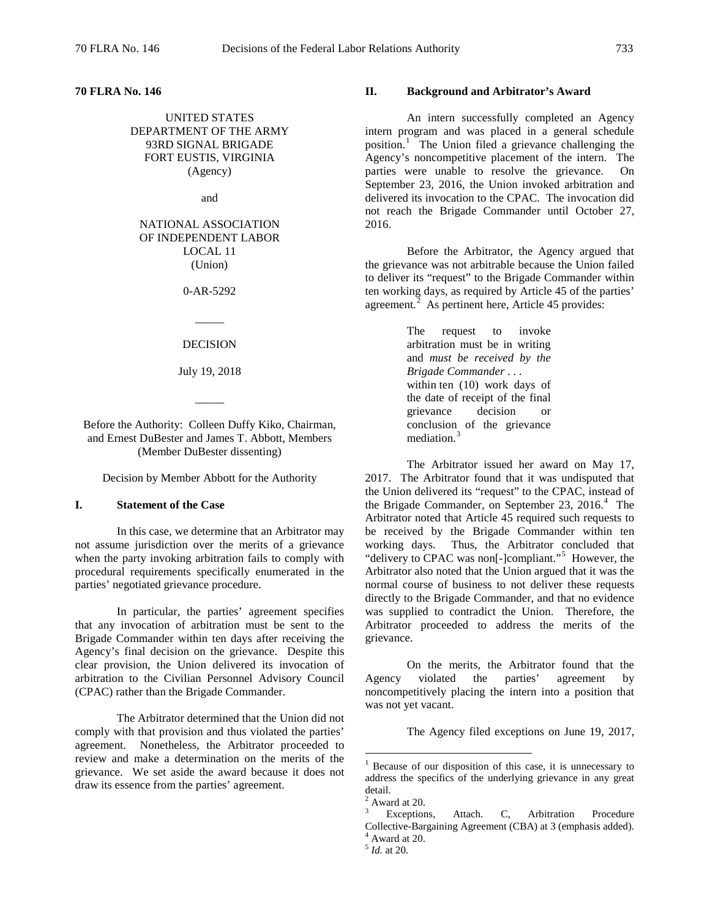**70 FLRA No. 146**

UNITED STATES
DEPARTMENT OF THE ARMY
93RD SIGNAL BRIGADE
FORT EUSTIS, VIRGINIA
(Agency)

and

NATIONAL ASSOCIATION
OF INDEPENDENT LABOR
LOCAL 11
(Union)

0-AR-5292

_____

DECISION

July 19, 2018

_____

Before the Authority: Colleen Duffy Kiko, Chairman, and Ernest DuBester and James T. Abbott, Members (Member DuBester dissenting)

Decision by Member Abbott for the Authority

## I. Statement of the Case

In this case, we determine that an Arbitrator may not assume jurisdiction over the merits of a grievance when the party invoking arbitration fails to comply with procedural requirements specifically enumerated in the parties' negotiated grievance procedure.

In particular, the parties' agreement specifies that any invocation of arbitration must be sent to the Brigade Commander within ten days after receiving the Agency's final decision on the grievance. Despite this clear provision, the Union delivered its invocation of arbitration to the Civilian Personnel Advisory Council (CPAC) rather than the Brigade Commander.

The Arbitrator determined that the Union did not comply with that provision and thus violated the parties' agreement. Nonetheless, the Arbitrator proceeded to review and make a determination on the merits of the grievance. We set aside the award because it does not draw its essence from the parties' agreement.

## II. Background and Arbitrator's Award

An intern successfully completed an Agency intern program and was placed in a general schedule position.[1] The Union filed a grievance challenging the Agency's noncompetitive placement of the intern. The parties were unable to resolve the grievance. On September 23, 2016, the Union invoked arbitration and delivered its invocation to the CPAC. The invocation did not reach the Brigade Commander until October 27, 2016.

Before the Arbitrator, the Agency argued that the grievance was not arbitrable because the Union failed to deliver its "request" to the Brigade Commander within ten working days, as required by Article 45 of the parties' agreement.[2] As pertinent here, Article 45 provides:

> The request to invoke arbitration must be in writing and *must be received by the Brigade Commander . . .* within ten (10) work days of the date of receipt of the final grievance decision or conclusion of the grievance mediation.[3]

The Arbitrator issued her award on May 17, 2017. The Arbitrator found that it was undisputed that the Union delivered its "request" to the CPAC, instead of the Brigade Commander, on September 23, 2016.[4] The Arbitrator noted that Article 45 required such requests to be received by the Brigade Commander within ten working days. Thus, the Arbitrator concluded that "delivery to CPAC was non[-]compliant."[5] However, the Arbitrator also noted that the Union argued that it was the normal course of business to not deliver these requests directly to the Brigade Commander, and that no evidence was supplied to contradict the Union. Therefore, the Arbitrator proceeded to address the merits of the grievance.

On the merits, the Arbitrator found that the Agency violated the parties' agreement by noncompetitively placing the intern into a position that was not yet vacant.

The Agency filed exceptions on June 19, 2017,

---

[1] Because of our disposition of this case, it is unnecessary to address the specifics of the underlying grievance in any great detail.

[2] Award at 20.

[3] Exceptions, Attach. C, Arbitration Procedure Collective-Bargaining Agreement (CBA) at 3 (emphasis added).

[4] Award at 20.

[5] *Id.* at 20.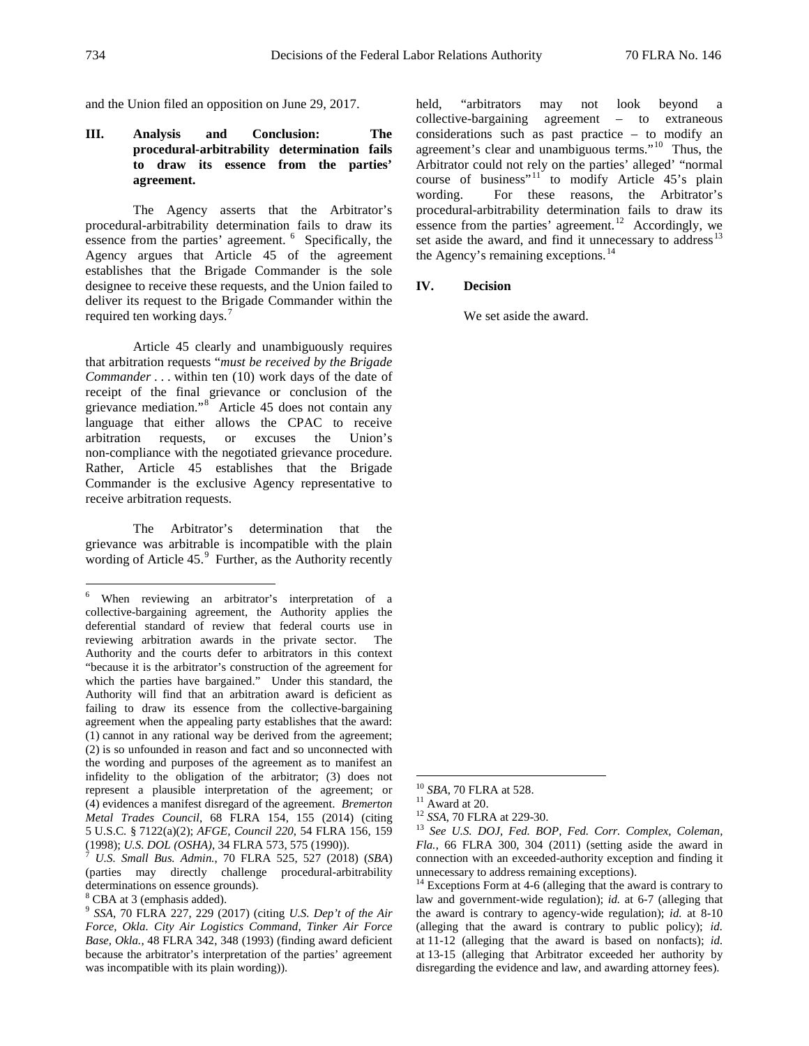and the Union filed an opposition on June 29, 2017.

## III. Analysis and Conclusion: The procedural-arbitrability determination fails to draw its essence from the parties' agreement.

The Agency asserts that the Arbitrator's procedural-arbitrability determination fails to draw its essence from the parties' agreement. [6] Specifically, the Agency argues that Article 45 of the agreement establishes that the Brigade Commander is the sole designee to receive these requests, and the Union failed to deliver its request to the Brigade Commander within the required ten working days. [7]

Article 45 clearly and unambiguously requires that arbitration requests "*must be received by the Brigade Commander* . . . within ten (10) work days of the date of receipt of the final grievance or conclusion of the grievance mediation."[8] Article 45 does not contain any language that either allows the CPAC to receive arbitration requests, or excuses the Union's non-compliance with the negotiated grievance procedure. Rather, Article 45 establishes that the Brigade Commander is the exclusive Agency representative to receive arbitration requests.

The Arbitrator's determination that the grievance was arbitrable is incompatible with the plain wording of Article 45.[9] Further, as the Authority recently held, "arbitrators may not look beyond a collective-bargaining agreement – to extraneous considerations such as past practice – to modify an agreement's clear and unambiguous terms."[10] Thus, the Arbitrator could not rely on the parties' alleged' "normal course of business"[11] to modify Article 45's plain wording. For these reasons, the Arbitrator's procedural-arbitrability determination fails to draw its essence from the parties' agreement.[12] Accordingly, we set aside the award, and find it unnecessary to address[13] the Agency's remaining exceptions.[14]

## IV. Decision

We set aside the award.

---

[6] When reviewing an arbitrator's interpretation of a collective-bargaining agreement, the Authority applies the deferential standard of review that federal courts use in reviewing arbitration awards in the private sector. The Authority and the courts defer to arbitrators in this context "because it is the arbitrator's construction of the agreement for which the parties have bargained." Under this standard, the Authority will find that an arbitration award is deficient as failing to draw its essence from the collective-bargaining agreement when the appealing party establishes that the award: (1) cannot in any rational way be derived from the agreement; (2) is so unfounded in reason and fact and so unconnected with the wording and purposes of the agreement as to manifest an infidelity to the obligation of the arbitrator; (3) does not represent a plausible interpretation of the agreement; or (4) evidences a manifest disregard of the agreement. *Bremerton Metal Trades Council*, 68 FLRA 154, 155 (2014) (citing 5 U.S.C. § 7122(a)(2); *AFGE, Council 220*, 54 FLRA 156, 159 (1998); *U.S. DOL (OSHA)*, 34 FLRA 573, 575 (1990)).

[7] *U.S. Small Bus. Admin.*, 70 FLRA 525, 527 (2018) (*SBA*) (parties may directly challenge procedural-arbitrability determinations on essence grounds).

[8] CBA at 3 (emphasis added).

[9] *SSA*, 70 FLRA 227, 229 (2017) (citing *U.S. Dep't of the Air Force, Okla. City Air Logistics Command, Tinker Air Force Base, Okla.*, 48 FLRA 342, 348 (1993) (finding award deficient because the arbitrator's interpretation of the parties' agreement was incompatible with its plain wording)).

[10] *SBA*, 70 FLRA at 528.

[11] Award at 20.

[12] *SSA*, 70 FLRA at 229-30.

[13] *See U.S. DOJ, Fed. BOP, Fed. Corr. Complex, Coleman, Fla.*, 66 FLRA 300, 304 (2011) (setting aside the award in connection with an exceeded-authority exception and finding it unnecessary to address remaining exceptions).

[14] Exceptions Form at 4-6 (alleging that the award is contrary to law and government-wide regulation); *id.* at 6-7 (alleging that the award is contrary to agency-wide regulation); *id.* at 8-10 (alleging that the award is contrary to public policy); *id.* at 11-12 (alleging that the award is based on nonfacts); *id.* at 13-15 (alleging that Arbitrator exceeded her authority by disregarding the evidence and law, and awarding attorney fees).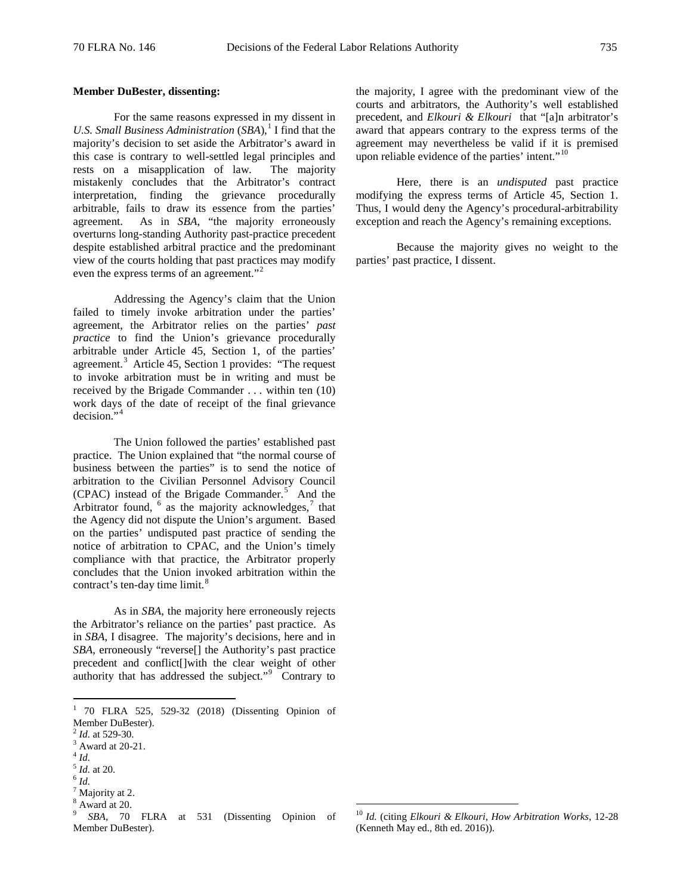**Member DuBester, dissenting:**

For the same reasons expressed in my dissent in *U.S. Small Business Administration* (*SBA*),[1] I find that the majority's decision to set aside the Arbitrator's award in this case is contrary to well-settled legal principles and rests on a misapplication of law. The majority mistakenly concludes that the Arbitrator's contract interpretation, finding the grievance procedurally arbitrable, fails to draw its essence from the parties' agreement. As in *SBA*, "the majority erroneously overturns long-standing Authority past-practice precedent despite established arbitral practice and the predominant view of the courts holding that past practices may modify even the express terms of an agreement."[2]

Addressing the Agency's claim that the Union failed to timely invoke arbitration under the parties' agreement, the Arbitrator relies on the parties' *past practice* to find the Union's grievance procedurally arbitrable under Article 45, Section 1, of the parties' agreement.[3] Article 45, Section 1 provides: "The request to invoke arbitration must be in writing and must be received by the Brigade Commander . . . within ten (10) work days of the date of receipt of the final grievance decision."[4]

The Union followed the parties' established past practice. The Union explained that "the normal course of business between the parties" is to send the notice of arbitration to the Civilian Personnel Advisory Council (CPAC) instead of the Brigade Commander.[5] And the Arbitrator found,[6] as the majority acknowledges,[7] that the Agency did not dispute the Union's argument. Based on the parties' undisputed past practice of sending the notice of arbitration to CPAC, and the Union's timely compliance with that practice, the Arbitrator properly concludes that the Union invoked arbitration within the contract's ten-day time limit.[8]

As in *SBA*, the majority here erroneously rejects the Arbitrator's reliance on the parties' past practice. As in *SBA*, I disagree. The majority's decisions, here and in *SBA*, erroneously "reverse[] the Authority's past practice precedent and conflict[]with the clear weight of other authority that has addressed the subject."[9] Contrary to the majority, I agree with the predominant view of the courts and arbitrators, the Authority's well established precedent, and *Elkouri & Elkouri* that "[a]n arbitrator's award that appears contrary to the express terms of the agreement may nevertheless be valid if it is premised upon reliable evidence of the parties' intent."[10]

Here, there is an *undisputed* past practice modifying the express terms of Article 45, Section 1. Thus, I would deny the Agency's procedural-arbitrability exception and reach the Agency's remaining exceptions.

Because the majority gives no weight to the parties' past practice, I dissent.

---

[1] 70 FLRA 525, 529-32 (2018) (Dissenting Opinion of Member DuBester).
[2] *Id.* at 529-30.
[3] Award at 20-21.
[4] *Id.*
[5] *Id.* at 20.
[6] *Id.*
[7] Majority at 2.
[8] Award at 20.
[9] *SBA*, 70 FLRA at 531 (Dissenting Opinion of Member DuBester).
[10] *Id.* (citing *Elkouri & Elkouri, How Arbitration Works*, 12-28 (Kenneth May ed., 8th ed. 2016)).